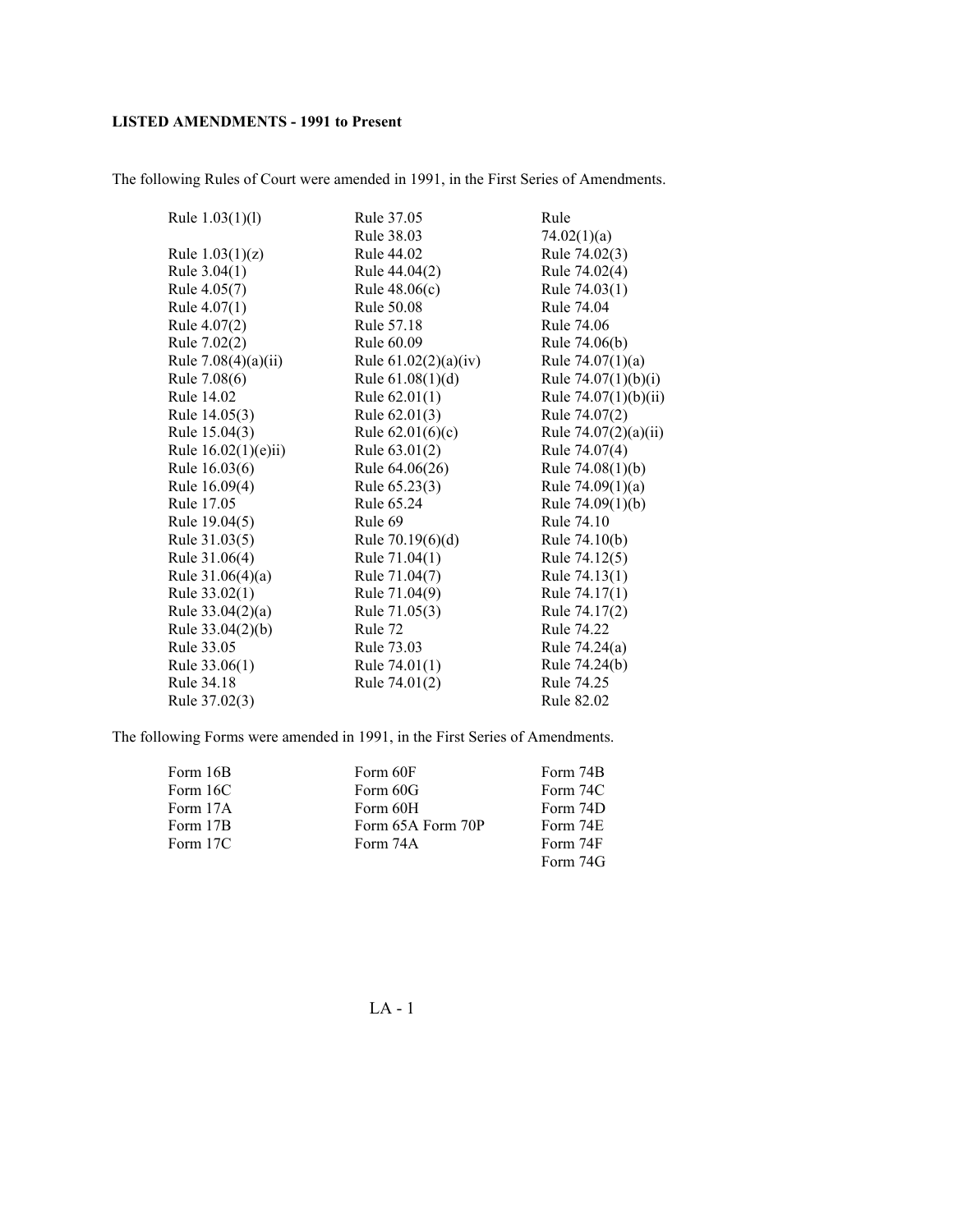**LISTED AMENDMENTS - 1991 to Present**

The following Rules of Court were amended in 1991, in the First Series of Amendments.

| | | |
|---|---|---|
| Rule 1.03(1)(l) | Rule 37.05 | Rule 74.02(1)(a) |
| | Rule 38.03 | |
| Rule 1.03(1)(z) | Rule 44.02 | Rule 74.02(3) |
| Rule 3.04(1) | Rule 44.04(2) | Rule 74.02(4) |
| Rule 4.05(7) | Rule 48.06(c) | Rule 74.03(1) |
| Rule 4.07(1) | Rule 50.08 | Rule 74.04 |
| Rule 4.07(2) | Rule 57.18 | Rule 74.06 |
| Rule 7.02(2) | Rule 60.09 | Rule 74.06(b) |
| Rule 7.08(4)(a)(ii) | Rule 61.02(2)(a)(iv) | Rule 74.07(1)(a) |
| Rule 7.08(6) | Rule 61.08(1)(d) | Rule 74.07(1)(b)(i) |
| Rule 14.02 | Rule 62.01(1) | Rule 74.07(1)(b)(ii) |
| Rule 14.05(3) | Rule 62.01(3) | Rule 74.07(2) |
| Rule 15.04(3) | Rule 62.01(6)(c) | Rule 74.07(2)(a)(ii) |
| Rule 16.02(1)(e)ii) | Rule 63.01(2) | Rule 74.07(4) |
| Rule 16.03(6) | Rule 64.06(26) | Rule 74.08(1)(b) |
| Rule 16.09(4) | Rule 65.23(3) | Rule 74.09(1)(a) |
| Rule 17.05 | Rule 65.24 | Rule 74.09(1)(b) |
| Rule 19.04(5) | Rule 69 | Rule 74.10 |
| Rule 31.03(5) | Rule 70.19(6)(d) | Rule 74.10(b) |
| Rule 31.06(4) | Rule 71.04(1) | Rule 74.12(5) |
| Rule 31.06(4)(a) | Rule 71.04(7) | Rule 74.13(1) |
| Rule 33.02(1) | Rule 71.04(9) | Rule 74.17(1) |
| Rule 33.04(2)(a) | Rule 71.05(3) | Rule 74.17(2) |
| Rule 33.04(2)(b) | Rule 72 | Rule 74.22 |
| Rule 33.05 | Rule 73.03 | Rule 74.24(a) |
| Rule 33.06(1) | Rule 74.01(1) | Rule 74.24(b) |
| Rule 34.18 | Rule 74.01(2) | Rule 74.25 |
| Rule 37.02(3) | | Rule 82.02 |

The following Forms were amended in 1991, in the First Series of Amendments.

| | | |
|---|---|---|
| Form 16B | Form 60F | Form 74B |
| Form 16C | Form 60G | Form 74C |
| Form 17A | Form 60H | Form 74D |
| Form 17B | Form 65A Form 70P | Form 74E |
| Form 17C | Form 74A | Form 74F |
| | | Form 74G |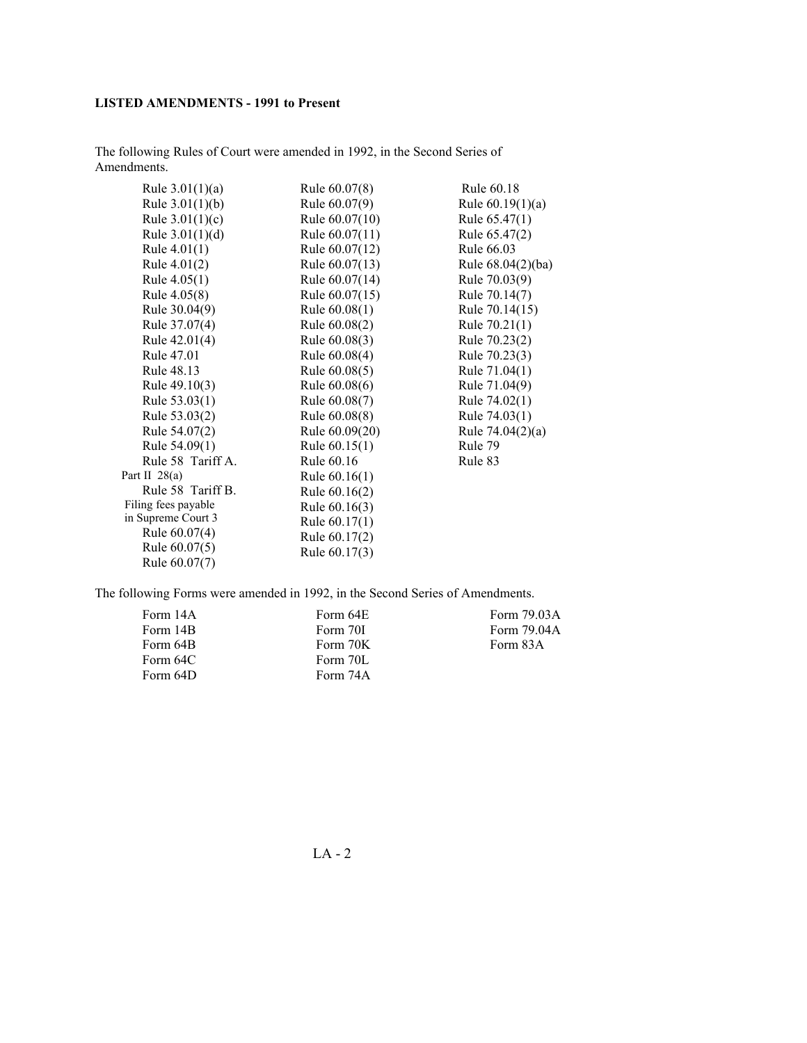**LISTED AMENDMENTS - 1991 to Present**

The following Rules of Court were amended in 1992, in the Second Series of Amendments.

| | | |
|---|---|---|
| Rule 3.01(1)(a) | Rule 60.07(8) | Rule 60.18 |
| Rule 3.01(1)(b) | Rule 60.07(9) | Rule 60.19(1)(a) |
| Rule 3.01(1)(c) | Rule 60.07(10) | Rule 65.47(1) |
| Rule 3.01(1)(d) | Rule 60.07(11) | Rule 65.47(2) |
| Rule 4.01(1) | Rule 60.07(12) | Rule 66.03 |
| Rule 4.01(2) | Rule 60.07(13) | Rule 68.04(2)(ba) |
| Rule 4.05(1) | Rule 60.07(14) | Rule 70.03(9) |
| Rule 4.05(8) | Rule 60.07(15) | Rule 70.14(7) |
| Rule 30.04(9) | Rule 60.08(1) | Rule 70.14(15) |
| Rule 37.07(4) | Rule 60.08(2) | Rule 70.21(1) |
| Rule 42.01(4) | Rule 60.08(3) | Rule 70.23(2) |
| Rule 47.01 | Rule 60.08(4) | Rule 70.23(3) |
| Rule 48.13 | Rule 60.08(5) | Rule 71.04(1) |
| Rule 49.10(3) | Rule 60.08(6) | Rule 71.04(9) |
| Rule 53.03(1) | Rule 60.08(7) | Rule 74.02(1) |
| Rule 53.03(2) | Rule 60.08(8) | Rule 74.03(1) |
| Rule 54.07(2) | Rule 60.09(20) | Rule 74.04(2)(a) |
| Rule 54.09(1) | Rule 60.15(1) | Rule 79 |
| Rule 58 Tariff A. Part II 28(a) | Rule 60.16 | Rule 83 |
| Rule 58 Tariff B. Filing fees payable in Supreme Court 3 | Rule 60.16(1) | |
| Rule 60.07(4) | Rule 60.16(2) | |
| Rule 60.07(5) | Rule 60.16(3) | |
| Rule 60.07(7) | Rule 60.17(1) | |
| | Rule 60.17(2) | |
| | Rule 60.17(3) | |

The following Forms were amended in 1992, in the Second Series of Amendments.

| | | |
|---|---|---|
| Form 14A | Form 64E | Form 79.03A |
| Form 14B | Form 70I | Form 79.04A |
| Form 64B | Form 70K | Form 83A |
| Form 64C | Form 70L | |
| Form 64D | Form 74A | |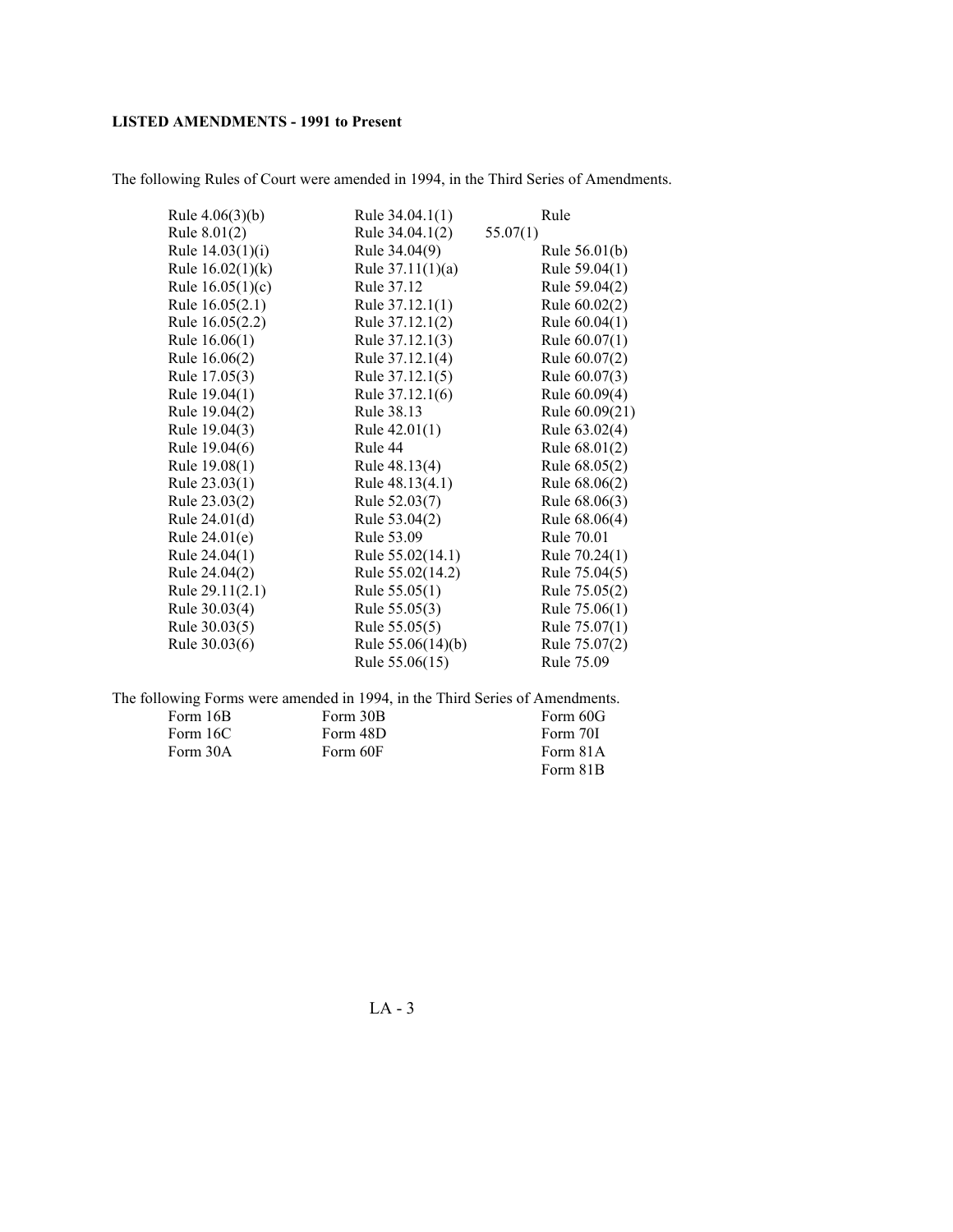**LISTED AMENDMENTS - 1991 to Present**

The following Rules of Court were amended in 1994, in the Third Series of Amendments.

| | | |
|---|---|---|
| Rule 4.06(3)(b) | Rule 34.04.1(1) | Rule 55.07(1) |
| Rule 8.01(2) | Rule 34.04.1(2) | Rule 56.01(b) |
| Rule 14.03(1)(i) | Rule 34.04(9) | Rule 59.04(1) |
| Rule 16.02(1)(k) | Rule 37.11(1)(a) | Rule 59.04(2) |
| Rule 16.05(1)(c) | Rule 37.12 | Rule 60.02(2) |
| Rule 16.05(2.1) | Rule 37.12.1(1) | Rule 60.04(1) |
| Rule 16.05(2.2) | Rule 37.12.1(2) | Rule 60.07(1) |
| Rule 16.06(1) | Rule 37.12.1(3) | Rule 60.07(2) |
| Rule 16.06(2) | Rule 37.12.1(4) | Rule 60.07(3) |
| Rule 17.05(3) | Rule 37.12.1(5) | Rule 60.09(4) |
| Rule 19.04(1) | Rule 37.12.1(6) | Rule 60.09(21) |
| Rule 19.04(2) | Rule 38.13 | Rule 63.02(4) |
| Rule 19.04(3) | Rule 42.01(1) | Rule 68.01(2) |
| Rule 19.04(6) | Rule 44 | Rule 68.05(2) |
| Rule 19.08(1) | Rule 48.13(4) | Rule 68.06(2) |
| Rule 23.03(1) | Rule 48.13(4.1) | Rule 68.06(3) |
| Rule 23.03(2) | Rule 52.03(7) | Rule 68.06(4) |
| Rule 24.01(d) | Rule 53.04(2) | Rule 70.01 |
| Rule 24.01(e) | Rule 53.09 | Rule 70.24(1) |
| Rule 24.04(1) | Rule 55.02(14.1) | Rule 75.04(5) |
| Rule 24.04(2) | Rule 55.02(14.2) | Rule 75.05(2) |
| Rule 29.11(2.1) | Rule 55.05(1) | Rule 75.06(1) |
| Rule 30.03(4) | Rule 55.05(3) | Rule 75.07(1) |
| Rule 30.03(5) | Rule 55.05(5) | Rule 75.07(2) |
| Rule 30.03(6) | Rule 55.06(14)(b) | Rule 75.09 |
| | Rule 55.06(15) | |

The following Forms were amended in 1994, in the Third Series of Amendments.

| | | |
|---|---|---|
| Form 16B | Form 30B | Form 60G |
| Form 16C | Form 48D | Form 70I |
| Form 30A | Form 60F | Form 81A |
| | | Form 81B |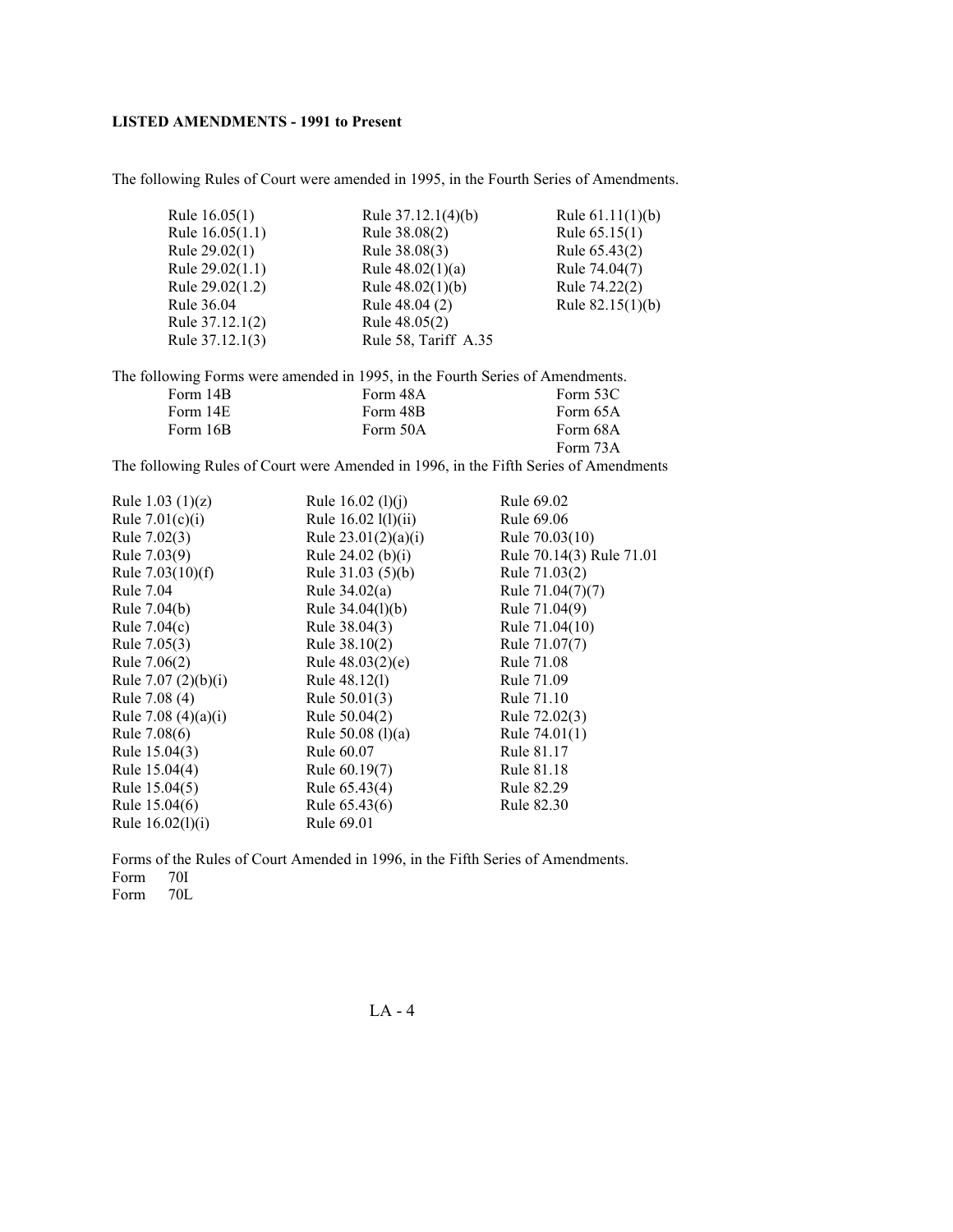**LISTED AMENDMENTS - 1991 to Present**

The following Rules of Court were amended in 1995, in the Fourth Series of Amendments.

| | | |
|---|---|---|
| Rule 16.05(1) | Rule 37.12.1(4)(b) | Rule 61.11(1)(b) |
| Rule 16.05(1.1) | Rule 38.08(2) | Rule 65.15(1) |
| Rule 29.02(1) | Rule 38.08(3) | Rule 65.43(2) |
| Rule 29.02(1.1) | Rule 48.02(1)(a) | Rule 74.04(7) |
| Rule 29.02(1.2) | Rule 48.02(1)(b) | Rule 74.22(2) |
| Rule 36.04 | Rule 48.04 (2) | Rule 82.15(1)(b) |
| Rule 37.12.1(2) | Rule 48.05(2) | |
| Rule 37.12.1(3) | Rule 58, Tariff A.35 | |

The following Forms were amended in 1995, in the Fourth Series of Amendments.

| | | |
|---|---|---|
| Form 14B | Form 48A | Form 53C |
| Form 14E | Form 48B | Form 65A |
| Form 16B | Form 50A | Form 68A |
| | | Form 73A |

The following Rules of Court were Amended in 1996, in the Fifth Series of Amendments

| | | |
|---|---|---|
| Rule 1.03 (1)(z) | Rule 16.02 (l)(j) | Rule 69.02 |
| Rule 7.01(c)(i) | Rule 16.02 l(l)(ii) | Rule 69.06 |
| Rule 7.02(3) | Rule 23.01(2)(a)(i) | Rule 70.03(10) |
| Rule 7.03(9) | Rule 24.02 (b)(i) | Rule 70.14(3) Rule 71.01 |
| Rule 7.03(10)(f) | Rule 31.03 (5)(b) | Rule 71.03(2) |
| Rule 7.04 | Rule 34.02(a) | Rule 71.04(7)(7) |
| Rule 7.04(b) | Rule 34.04(l)(b) | Rule 71.04(9) |
| Rule 7.04(c) | Rule 38.04(3) | Rule 71.04(10) |
| Rule 7.05(3) | Rule 38.10(2) | Rule 71.07(7) |
| Rule 7.06(2) | Rule 48.03(2)(e) | Rule 71.08 |
| Rule 7.07 (2)(b)(i) | Rule 48.12(l) | Rule 71.09 |
| Rule 7.08 (4) | Rule 50.01(3) | Rule 71.10 |
| Rule 7.08 (4)(a)(i) | Rule 50.04(2) | Rule 72.02(3) |
| Rule 7.08(6) | Rule 50.08 (l)(a) | Rule 74.01(1) |
| Rule 15.04(3) | Rule 60.07 | Rule 81.17 |
| Rule 15.04(4) | Rule 60.19(7) | Rule 81.18 |
| Rule 15.04(5) | Rule 65.43(4) | Rule 82.29 |
| Rule 15.04(6) | Rule 65.43(6) | Rule 82.30 |
| Rule 16.02(l)(i) | Rule 69.01 | |

Forms of the Rules of Court Amended in 1996, in the Fifth Series of Amendments.

Form 70I

Form 70L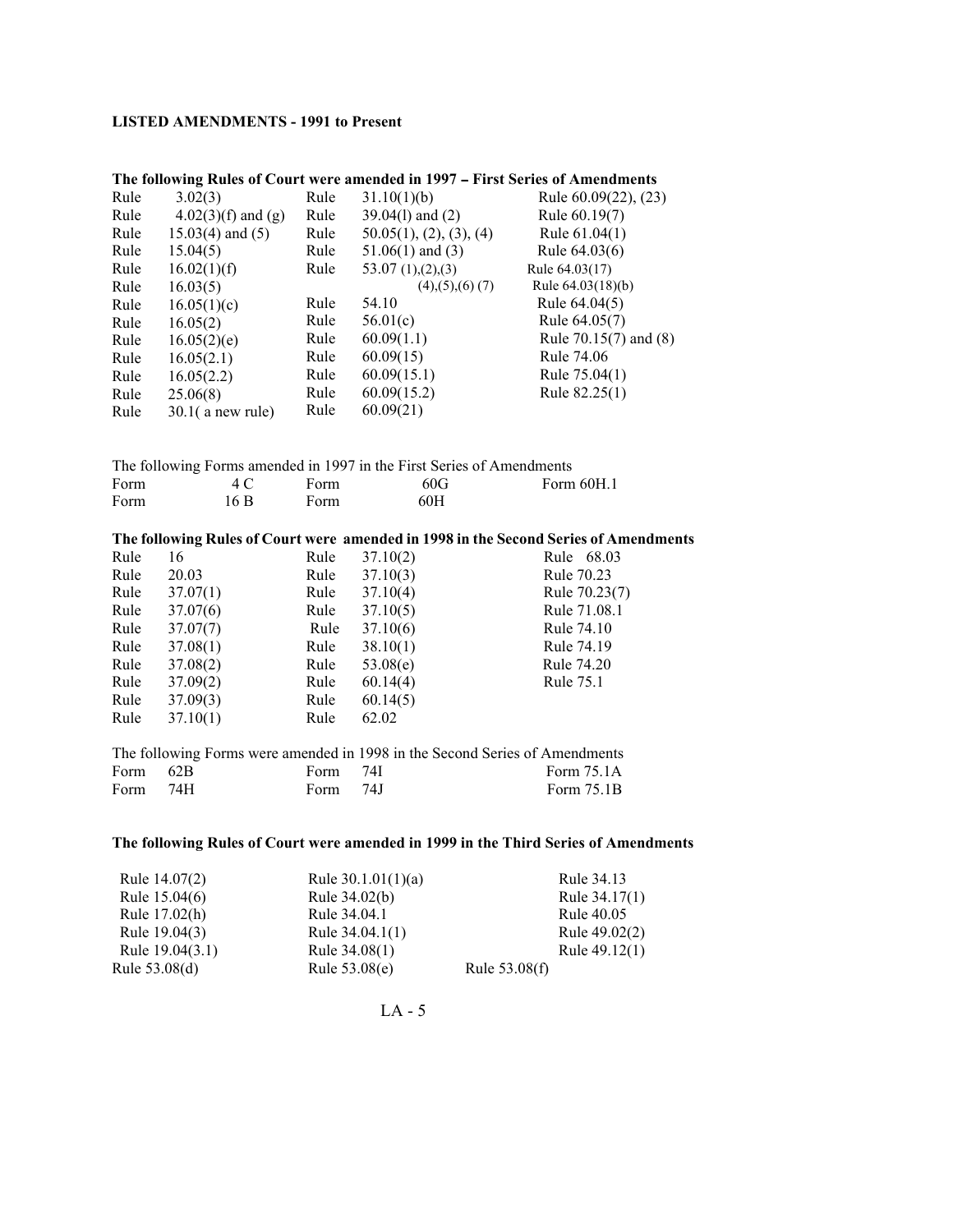**LISTED AMENDMENTS - 1991 to Present**

**The following Rules of Court were amended in 1997 – First Series of Amendments**

| | | | | |
|---|---|---|---|---|
| Rule | 3.02(3) | Rule | 31.10(1)(b) | Rule 60.09(22), (23) |
| Rule | 4.02(3)(f) and (g) | Rule | 39.04(l) and (2) | Rule 60.19(7) |
| Rule | 15.03(4) and (5) | Rule | 50.05(1), (2), (3), (4) | Rule 61.04(1) |
| Rule | 15.04(5) | Rule | 51.06(1) and (3) | Rule 64.03(6) |
| Rule | 16.02(1)(f) | Rule | 53.07 (1),(2),(3) | Rule 64.03(17) |
| Rule | 16.03(5) | | (4),(5),(6) (7) | Rule 64.03(18)(b) |
| Rule | 16.05(1)(c) | Rule | 54.10 | Rule 64.04(5) |
| Rule | 16.05(2) | Rule | 56.01(c) | Rule 64.05(7) |
| Rule | 16.05(2)(e) | Rule | 60.09(1.1) | Rule 70.15(7) and (8) |
| Rule | 16.05(2.1) | Rule | 60.09(15) | Rule 74.06 |
| Rule | 16.05(2.2) | Rule | 60.09(15.1) | Rule 75.04(1) |
| Rule | 25.06(8) | Rule | 60.09(15.2) | Rule 82.25(1) |
| Rule | 30.1( a new rule) | Rule | 60.09(21) | |

The following Forms amended in 1997 in the First Series of Amendments

| | | | | |
|---|---|---|---|---|
| Form | 4 C | Form | 60G | Form 60H.1 |
| Form | 16 B | Form | 60H | |

**The following Rules of Court were amended in 1998 in the Second Series of Amendments**

| | | | | |
|---|---|---|---|---|
| Rule | 16 | Rule | 37.10(2) | Rule 68.03 |
| Rule | 20.03 | Rule | 37.10(3) | Rule 70.23 |
| Rule | 37.07(1) | Rule | 37.10(4) | Rule 70.23(7) |
| Rule | 37.07(6) | Rule | 37.10(5) | Rule 71.08.1 |
| Rule | 37.07(7) | Rule | 37.10(6) | Rule 74.10 |
| Rule | 37.08(1) | Rule | 38.10(1) | Rule 74.19 |
| Rule | 37.08(2) | Rule | 53.08(e) | Rule 74.20 |
| Rule | 37.09(2) | Rule | 60.14(4) | Rule 75.1 |
| Rule | 37.09(3) | Rule | 60.14(5) | |
| Rule | 37.10(1) | Rule | 62.02 | |

The following Forms were amended in 1998 in the Second Series of Amendments

| | | | | |
|---|---|---|---|---|
| Form | 62B | Form | 74I | Form 75.1A |
| Form | 74H | Form | 74J | Form 75.1B |

**The following Rules of Court were amended in 1999 in the Third Series of Amendments**

| | | |
|---|---|---|
| Rule 14.07(2) | Rule 30.1.01(1)(a) | Rule 34.13 |
| Rule 15.04(6) | Rule 34.02(b) | Rule 34.17(1) |
| Rule 17.02(h) | Rule 34.04.1 | Rule 40.05 |
| Rule 19.04(3) | Rule 34.04.1(1) | Rule 49.02(2) |
| Rule 19.04(3.1) | Rule 34.08(1) | Rule 49.12(1) |
| Rule 53.08(d) | Rule 53.08(e) | Rule 53.08(f) |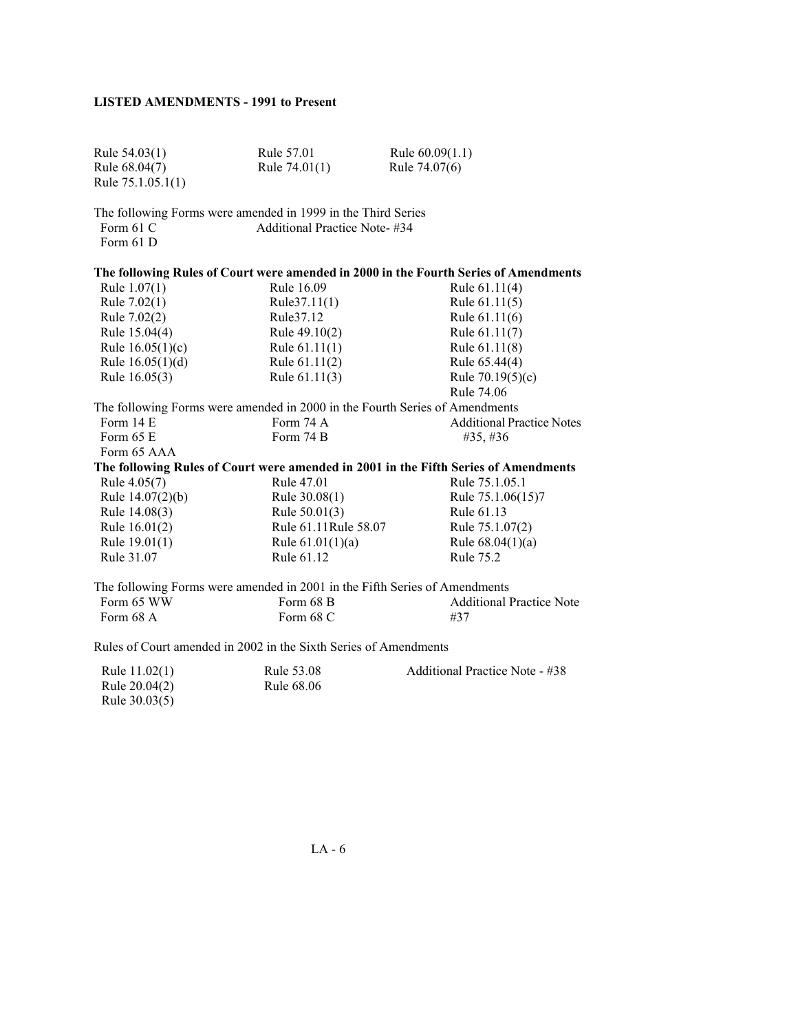**LISTED AMENDMENTS - 1991 to Present**

| | | |
|---|---|---|
| Rule 54.03(1) | Rule 57.01 | Rule 60.09(1.1) |
| Rule 68.04(7) | Rule 74.01(1) | Rule 74.07(6) |
| Rule 75.1.05.1(1) | | |

The following Forms were amended in 1999 in the Third Series

| | |
|---|---|
| Form 61 C | Additional Practice Note- #34 |
| Form 61 D | |

**The following Rules of Court were amended in 2000 in the Fourth Series of Amendments**

| | | |
|---|---|---|
| Rule 1.07(1) | Rule 16.09 | Rule 61.11(4) |
| Rule 7.02(1) | Rule37.11(1) | Rule 61.11(5) |
| Rule 7.02(2) | Rule37.12 | Rule 61.11(6) |
| Rule 15.04(4) | Rule 49.10(2) | Rule 61.11(7) |
| Rule 16.05(1)(c) | Rule 61.11(1) | Rule 61.11(8) |
| Rule 16.05(1)(d) | Rule 61.11(2) | Rule 65.44(4) |
| Rule 16.05(3) | Rule 61.11(3) | Rule 70.19(5)(c) |
| | | Rule 74.06 |

The following Forms were amended in 2000 in the Fourth Series of Amendments

| | | |
|---|---|---|
| Form 14 E | Form 74 A | Additional Practice Notes |
| Form 65 E | Form 74 B | #35, #36 |
| Form 65 AAA | | |

**The following Rules of Court were amended in 2001 in the Fifth Series of Amendments**

| | | |
|---|---|---|
| Rule 4.05(7) | Rule 47.01 | Rule 75.1.05.1 |
| Rule 14.07(2)(b) | Rule 30.08(1) | Rule 75.1.06(15)7 |
| Rule 14.08(3) | Rule 50.01(3) | Rule 61.13 |
| Rule 16.01(2) | Rule 61.11Rule 58.07 | Rule 75.1.07(2) |
| Rule 19.01(1) | Rule 61.01(1)(a) | Rule 68.04(1)(a) |
| Rule 31.07 | Rule 61.12 | Rule 75.2 |

The following Forms were amended in 2001 in the Fifth Series of Amendments

| | | |
|---|---|---|
| Form 65 WW | Form 68 B | Additional Practice Note |
| Form 68 A | Form 68 C | #37 |

Rules of Court amended in 2002 in the Sixth Series of Amendments

| | | |
|---|---|---|
| Rule 11.02(1) | Rule 53.08 | Additional Practice Note - #38 |
| Rule 20.04(2) | Rule 68.06 | |
| Rule 30.03(5) | | |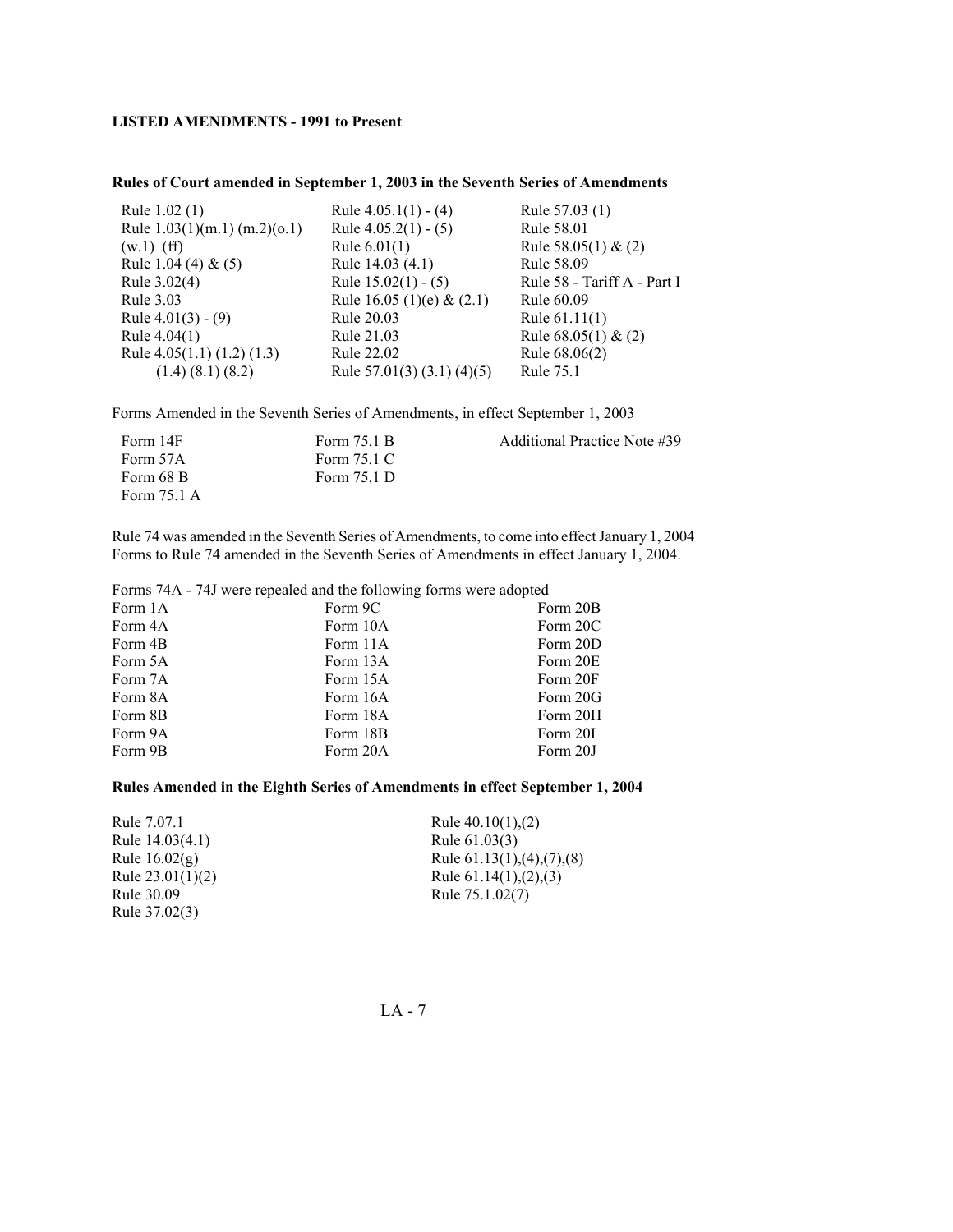**LISTED AMENDMENTS - 1991 to Present**

**Rules of Court amended in September 1, 2003 in the Seventh Series of Amendments**

| | | |
|---|---|---|
| Rule 1.02 (1) | Rule 4.05.1(1) - (4) | Rule 57.03 (1) |
| Rule 1.03(1)(m.1) (m.2)(o.1) (w.1) (ff) | Rule 4.05.2(1) - (5) | Rule 58.01 |
| Rule 1.04 (4) & (5) | Rule 6.01(1) | Rule 58.05(1) & (2) |
| Rule 3.02(4) | Rule 14.03 (4.1) | Rule 58.09 |
| Rule 3.03 | Rule 15.02(1) - (5) | Rule 58 - Tariff A - Part I |
| Rule 4.01(3) - (9) | Rule 16.05 (1)(e) & (2.1) | Rule 60.09 |
| Rule 4.04(1) | Rule 20.03 | Rule 61.11(1) |
| Rule 4.05(1.1) (1.2) (1.3) (1.4) (8.1) (8.2) | Rule 21.03 | Rule 68.05(1) & (2) |
| | Rule 22.02 | Rule 68.06(2) |
| | Rule 57.01(3) (3.1) (4)(5) | Rule 75.1 |

Forms Amended in the Seventh Series of Amendments, in effect September 1, 2003

| | | |
|---|---|---|
| Form 14F | Form 75.1 B | Additional Practice Note #39 |
| Form 57A | Form 75.1 C | |
| Form 68 B | Form 75.1 D | |
| Form 75.1 A | | |

Rule 74 was amended in the Seventh Series of Amendments, to come into effect January 1, 2004
Forms to Rule 74 amended in the Seventh Series of Amendments in effect January 1, 2004.

Forms 74A - 74J were repealed and the following forms were adopted

| | | |
|---|---|---|
| Form 1A | Form 9C | Form 20B |
| Form 4A | Form 10A | Form 20C |
| Form 4B | Form 11A | Form 20D |
| Form 5A | Form 13A | Form 20E |
| Form 7A | Form 15A | Form 20F |
| Form 8A | Form 16A | Form 20G |
| Form 8B | Form 18A | Form 20H |
| Form 9A | Form 18B | Form 20I |
| Form 9B | Form 20A | Form 20J |

**Rules Amended in the Eighth Series of Amendments in effect September 1, 2004**

| | |
|---|---|
| Rule 7.07.1 | Rule 40.10(1),(2) |
| Rule 14.03(4.1) | Rule 61.03(3) |
| Rule 16.02(g) | Rule 61.13(1),(4),(7),(8) |
| Rule 23.01(1)(2) | Rule 61.14(1),(2),(3) |
| Rule 30.09 | Rule 75.1.02(7) |
| Rule 37.02(3) | |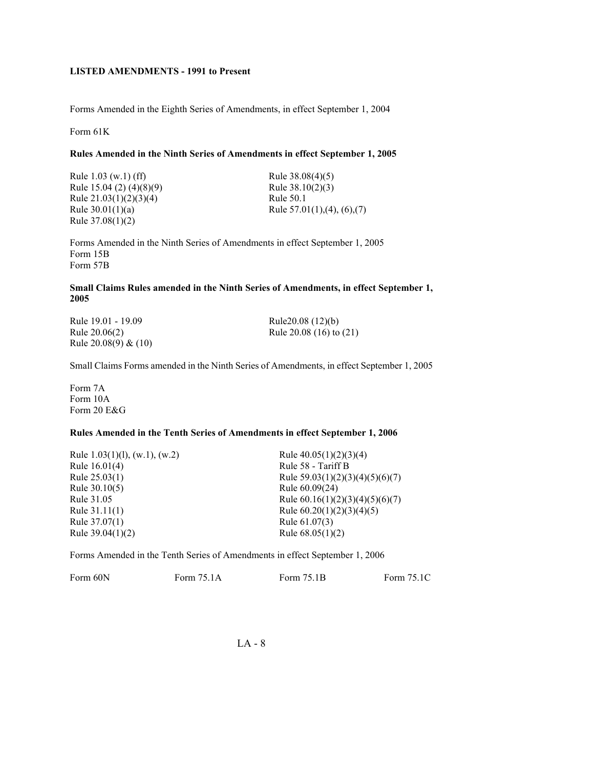**LISTED AMENDMENTS - 1991 to Present**

Forms Amended in the Eighth Series of Amendments, in effect September 1, 2004

Form 61K

**Rules Amended in the Ninth Series of Amendments in effect September 1, 2005**

Rule 1.03 (w.1) (ff)
Rule 15.04 (2) (4)(8)(9)
Rule 21.03(1)(2)(3)(4)
Rule 30.01(1)(a)
Rule 37.08(1)(2)
Rule 38.08(4)(5)
Rule 38.10(2)(3)
Rule 50.1
Rule 57.01(1),(4), (6),(7)

Forms Amended in the Ninth Series of Amendments in effect September 1, 2005
Form 15B
Form 57B

**Small Claims Rules amended in the Ninth Series of Amendments, in effect September 1, 2005**

Rule 19.01 - 19.09
Rule 20.06(2)
Rule 20.08(9) & (10)
Rule20.08 (12)(b)
Rule 20.08 (16) to (21)

Small Claims Forms amended in the Ninth Series of Amendments, in effect September 1, 2005

Form 7A
Form 10A
Form 20 E&G

**Rules Amended in the Tenth Series of Amendments in effect September 1, 2006**

Rule 1.03(1)(l), (w.1), (w.2)
Rule 16.01(4)
Rule 25.03(1)
Rule 30.10(5)
Rule 31.05
Rule 31.11(1)
Rule 37.07(1)
Rule 39.04(1)(2)
Rule 40.05(1)(2)(3)(4)
Rule 58 - Tariff B
Rule 59.03(1)(2)(3)(4)(5)(6)(7)
Rule 60.09(24)
Rule 60.16(1)(2)(3)(4)(5)(6)(7)
Rule 60.20(1)(2)(3)(4)(5)
Rule 61.07(3)
Rule 68.05(1)(2)

Forms Amended in the Tenth Series of Amendments in effect September 1, 2006

Form 60N
Form 75.1A
Form 75.1B
Form 75.1C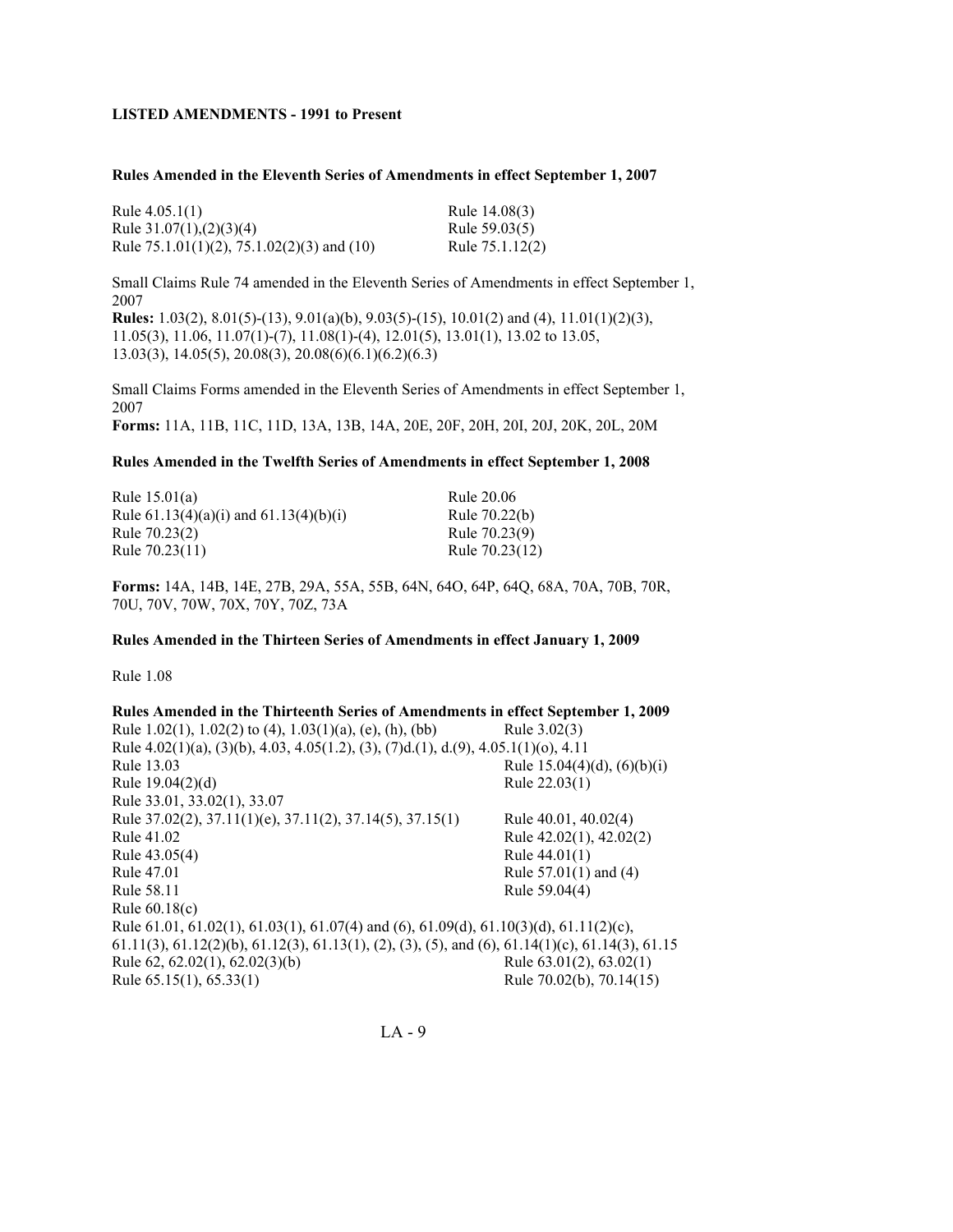**LISTED AMENDMENTS - 1991 to Present**

**Rules Amended in the Eleventh Series of Amendments in effect September 1, 2007**

| | |
|---|---|
| Rule 4.05.1(1) | Rule 14.08(3) |
| Rule 31.07(1),(2)(3)(4) | Rule 59.03(5) |
| Rule 75.1.01(1)(2), 75.1.02(2)(3) and (10) | Rule 75.1.12(2) |

Small Claims Rule 74 amended in the Eleventh Series of Amendments in effect September 1, 2007

**Rules:** 1.03(2), 8.01(5)-(13), 9.01(a)(b), 9.03(5)-(15), 10.01(2) and (4), 11.01(1)(2)(3), 11.05(3), 11.06, 11.07(1)-(7), 11.08(1)-(4), 12.01(5), 13.01(1), 13.02 to 13.05, 13.03(3), 14.05(5), 20.08(3), 20.08(6)(6.1)(6.2)(6.3)

Small Claims Forms amended in the Eleventh Series of Amendments in effect September 1, 2007

**Forms:** 11A, 11B, 11C, 11D, 13A, 13B, 14A, 20E, 20F, 20H, 20I, 20J, 20K, 20L, 20M

**Rules Amended in the Twelfth Series of Amendments in effect September 1, 2008**

| | |
|---|---|
| Rule 15.01(a) | Rule 20.06 |
| Rule 61.13(4)(a)(i) and 61.13(4)(b)(i) | Rule 70.22(b) |
| Rule 70.23(2) | Rule 70.23(9) |
| Rule 70.23(11) | Rule 70.23(12) |

**Forms:** 14A, 14B, 14E, 27B, 29A, 55A, 55B, 64N, 64O, 64P, 64Q, 68A, 70A, 70B, 70R, 70U, 70V, 70W, 70X, 70Y, 70Z, 73A

**Rules Amended in the Thirteen Series of Amendments in effect January 1, 2009**

Rule 1.08

**Rules Amended in the Thirteenth Series of Amendments in effect September 1, 2009**

Rule 1.02(1), 1.02(2) to (4), 1.03(1)(a), (e), (h), (bb) — Rule 3.02(3)

Rule 4.02(1)(a), (3)(b), 4.03, 4.05(1.2), (3), (7)d.(1), d.(9), 4.05.1(1)(o), 4.11

| | |
|---|---|
| Rule 13.03 | Rule 15.04(4)(d), (6)(b)(i) |
| Rule 19.04(2)(d) | Rule 22.03(1) |
| Rule 33.01, 33.02(1), 33.07 | |
| Rule 37.02(2), 37.11(1)(e), 37.11(2), 37.14(5), 37.15(1) | Rule 40.01, 40.02(4) |
| Rule 41.02 | Rule 42.02(1), 42.02(2) |
| Rule 43.05(4) | Rule 44.01(1) |
| Rule 47.01 | Rule 57.01(1) and (4) |
| Rule 58.11 | Rule 59.04(4) |
| Rule 60.18(c) | |

Rule 61.01, 61.02(1), 61.03(1), 61.07(4) and (6), 61.09(d), 61.10(3)(d), 61.11(2)(c), 61.11(3), 61.12(2)(b), 61.12(3), 61.13(1), (2), (3), (5), and (6), 61.14(1)(c), 61.14(3), 61.15

| | |
|---|---|
| Rule 62, 62.02(1), 62.02(3)(b) | Rule 63.01(2), 63.02(1) |
| Rule 65.15(1), 65.33(1) | Rule 70.02(b), 70.14(15) |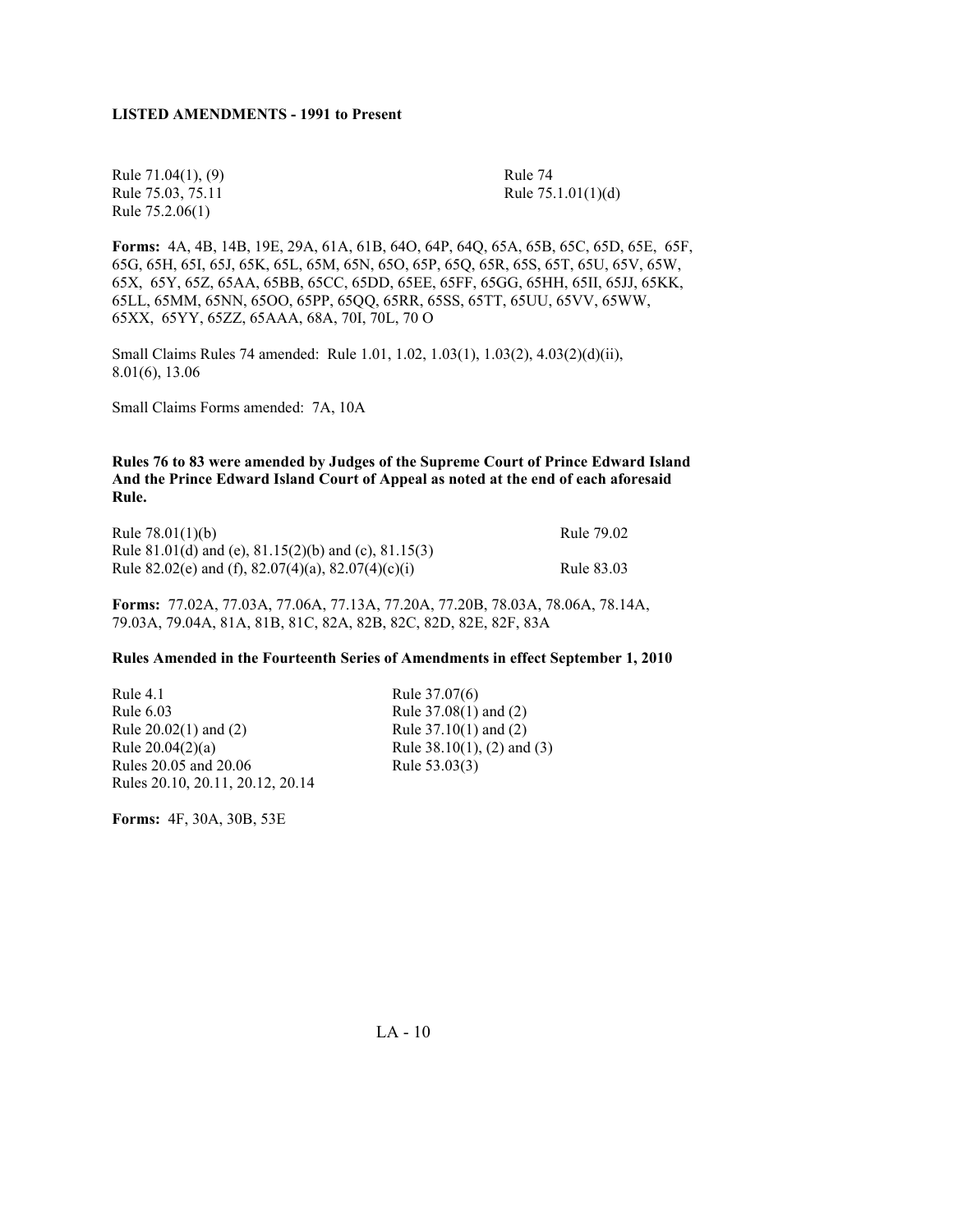**LISTED AMENDMENTS - 1991 to Present**

Rule 71.04(1), (9)
Rule 74
Rule 75.03, 75.11
Rule 75.1.01(1)(d)
Rule 75.2.06(1)

**Forms:** 4A, 4B, 14B, 19E, 29A, 61A, 61B, 64O, 64P, 64Q, 65A, 65B, 65C, 65D, 65E, 65F, 65G, 65H, 65I, 65J, 65K, 65L, 65M, 65N, 65O, 65P, 65Q, 65R, 65S, 65T, 65U, 65V, 65W, 65X, 65Y, 65Z, 65AA, 65BB, 65CC, 65DD, 65EE, 65FF, 65GG, 65HH, 65II, 65JJ, 65KK, 65LL, 65MM, 65NN, 65OO, 65PP, 65QQ, 65RR, 65SS, 65TT, 65UU, 65VV, 65WW, 65XX, 65YY, 65ZZ, 65AAA, 68A, 70I, 70L, 70 O

Small Claims Rules 74 amended: Rule 1.01, 1.02, 1.03(1), 1.03(2), 4.03(2)(d)(ii), 8.01(6), 13.06

Small Claims Forms amended: 7A, 10A

**Rules 76 to 83 were amended by Judges of the Supreme Court of Prince Edward Island And the Prince Edward Island Court of Appeal as noted at the end of each aforesaid Rule.**

Rule 78.01(1)(b)
Rule 79.02
Rule 81.01(d) and (e), 81.15(2)(b) and (c), 81.15(3)
Rule 82.02(e) and (f), 82.07(4)(a), 82.07(4)(c)(i)
Rule 83.03

**Forms:** 77.02A, 77.03A, 77.06A, 77.13A, 77.20A, 77.20B, 78.03A, 78.06A, 78.14A, 79.03A, 79.04A, 81A, 81B, 81C, 82A, 82B, 82C, 82D, 82E, 82F, 83A

**Rules Amended in the Fourteenth Series of Amendments in effect September 1, 2010**

Rule 4.1
Rule 6.03
Rule 20.02(1) and (2)
Rule 20.04(2)(a)
Rules 20.05 and 20.06
Rules 20.10, 20.11, 20.12, 20.14
Rule 37.07(6)
Rule 37.08(1) and (2)
Rule 37.10(1) and (2)
Rule 38.10(1), (2) and (3)
Rule 53.03(3)

**Forms:** 4F, 30A, 30B, 53E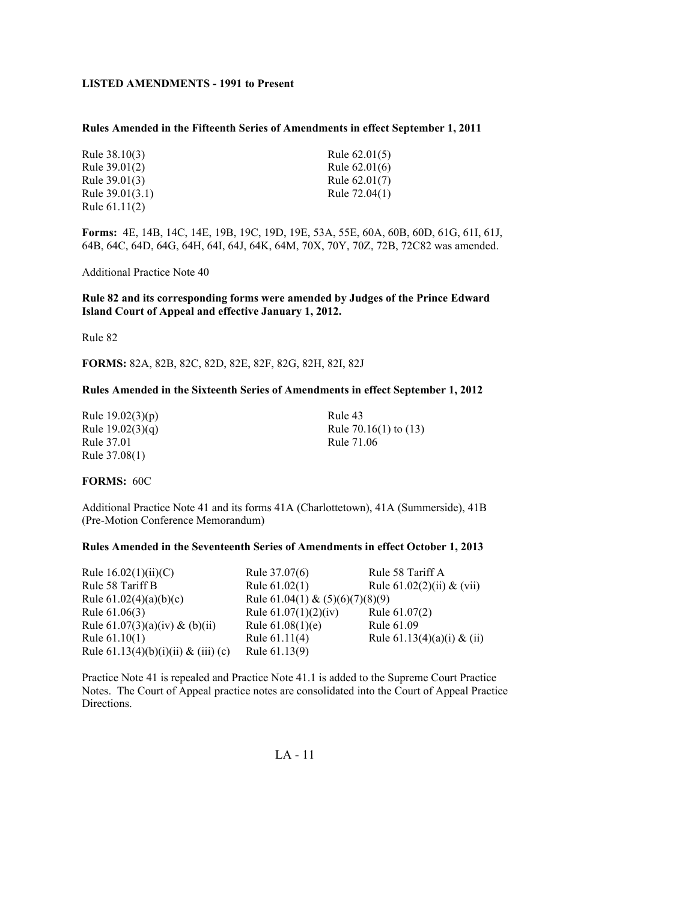**LISTED AMENDMENTS - 1991 to Present**

**Rules Amended in the Fifteenth Series of Amendments in effect September 1, 2011**

Rule 38.10(3)
Rule 39.01(2)
Rule 39.01(3)
Rule 39.01(3.1)
Rule 61.11(2)
Rule 62.01(5)
Rule 62.01(6)
Rule 62.01(7)
Rule 72.04(1)

**Forms:** 4E, 14B, 14C, 14E, 19B, 19C, 19D, 19E, 53A, 55E, 60A, 60B, 60D, 61G, 61I, 61J, 64B, 64C, 64D, 64G, 64H, 64I, 64J, 64K, 64M, 70X, 70Y, 70Z, 72B, 72C82 was amended.

Additional Practice Note 40

**Rule 82 and its corresponding forms were amended by Judges of the Prince Edward Island Court of Appeal and effective January 1, 2012.**

Rule 82

**FORMS:** 82A, 82B, 82C, 82D, 82E, 82F, 82G, 82H, 82I, 82J

**Rules Amended in the Sixteenth Series of Amendments in effect September 1, 2012**

Rule 19.02(3)(p)
Rule 19.02(3)(q)
Rule 37.01
Rule 37.08(1)
Rule 43
Rule 70.16(1) to (13)
Rule 71.06

**FORMS:** 60C

Additional Practice Note 41 and its forms 41A (Charlottetown), 41A (Summerside), 41B (Pre-Motion Conference Memorandum)

**Rules Amended in the Seventeenth Series of Amendments in effect October 1, 2013**

Rule 16.02(1)(ii)(C)
Rule 37.07(6)
Rule 58 Tariff A
Rule 58 Tariff B
Rule 61.02(1)
Rule 61.02(2)(ii) & (vii)
Rule 61.02(4)(a)(b)(c)
Rule 61.04(1) & (5)(6)(7)(8)(9)
Rule 61.06(3)
Rule 61.07(1)(2)(iv)
Rule 61.07(2)
Rule 61.07(3)(a)(iv) & (b)(ii)
Rule 61.08(1)(e)
Rule 61.09
Rule 61.10(1)
Rule 61.11(4)
Rule 61.13(4)(a)(i) & (ii)
Rule 61.13(4)(b)(i)(ii) & (iii) (c)
Rule 61.13(9)

Practice Note 41 is repealed and Practice Note 41.1 is added to the Supreme Court Practice Notes. The Court of Appeal practice notes are consolidated into the Court of Appeal Practice Directions.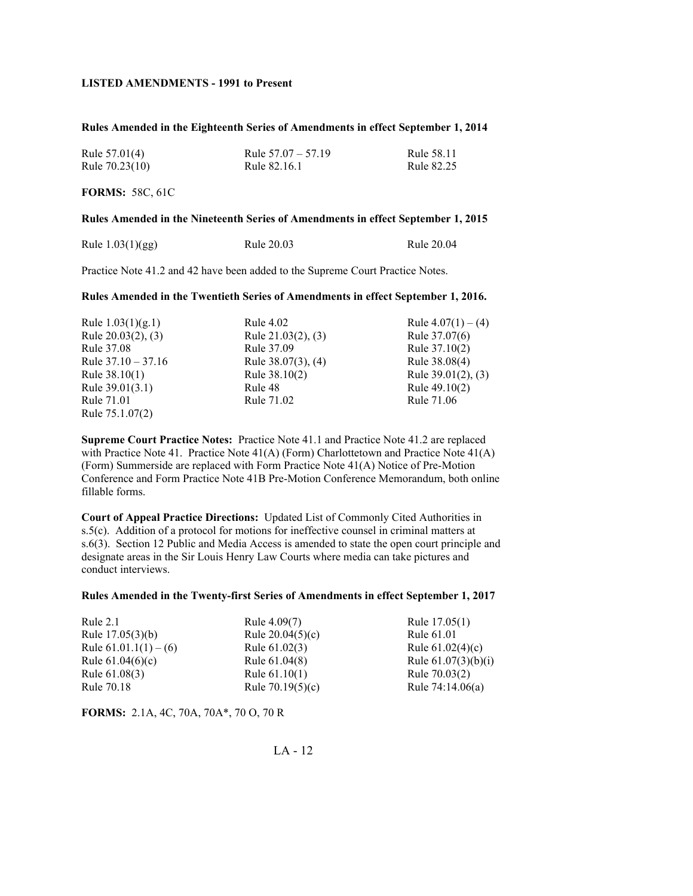**LISTED AMENDMENTS - 1991 to Present**

**Rules Amended in the Eighteenth Series of Amendments in effect September 1, 2014**

| | | |
|---|---|---|
| Rule 57.01(4) | Rule 57.07 – 57.19 | Rule 58.11 |
| Rule 70.23(10) | Rule 82.16.1 | Rule 82.25 |

**FORMS:** 58C, 61C

**Rules Amended in the Nineteenth Series of Amendments in effect September 1, 2015**

| | | |
|---|---|---|
| Rule 1.03(1)(gg) | Rule 20.03 | Rule 20.04 |

Practice Note 41.2 and 42 have been added to the Supreme Court Practice Notes.

**Rules Amended in the Twentieth Series of Amendments in effect September 1, 2016.**

| | | |
|---|---|---|
| Rule 1.03(1)(g.1) | Rule 4.02 | Rule 4.07(1) – (4) |
| Rule 20.03(2), (3) | Rule 21.03(2), (3) | Rule 37.07(6) |
| Rule 37.08 | Rule 37.09 | Rule 37.10(2) |
| Rule 37.10 – 37.16 | Rule 38.07(3), (4) | Rule 38.08(4) |
| Rule 38.10(1) | Rule 38.10(2) | Rule 39.01(2), (3) |
| Rule 39.01(3.1) | Rule 48 | Rule 49.10(2) |
| Rule 71.01 | Rule 71.02 | Rule 71.06 |
| Rule 75.1.07(2) | | |

**Supreme Court Practice Notes:** Practice Note 41.1 and Practice Note 41.2 are replaced with Practice Note 41. Practice Note 41(A) (Form) Charlottetown and Practice Note 41(A) (Form) Summerside are replaced with Form Practice Note 41(A) Notice of Pre-Motion Conference and Form Practice Note 41B Pre-Motion Conference Memorandum, both online fillable forms.

**Court of Appeal Practice Directions:** Updated List of Commonly Cited Authorities in s.5(c). Addition of a protocol for motions for ineffective counsel in criminal matters at s.6(3). Section 12 Public and Media Access is amended to state the open court principle and designate areas in the Sir Louis Henry Law Courts where media can take pictures and conduct interviews.

**Rules Amended in the Twenty-first Series of Amendments in effect September 1, 2017**

| | | |
|---|---|---|
| Rule 2.1 | Rule 4.09(7) | Rule 17.05(1) |
| Rule 17.05(3)(b) | Rule 20.04(5)(c) | Rule 61.01 |
| Rule 61.01.1(1) – (6) | Rule 61.02(3) | Rule 61.02(4)(c) |
| Rule 61.04(6)(c) | Rule 61.04(8) | Rule 61.07(3)(b)(i) |
| Rule 61.08(3) | Rule 61.10(1) | Rule 70.03(2) |
| Rule 70.18 | Rule 70.19(5)(c) | Rule 74:14.06(a) |

**FORMS:** 2.1A, 4C, 70A, 70A*, 70 O, 70 R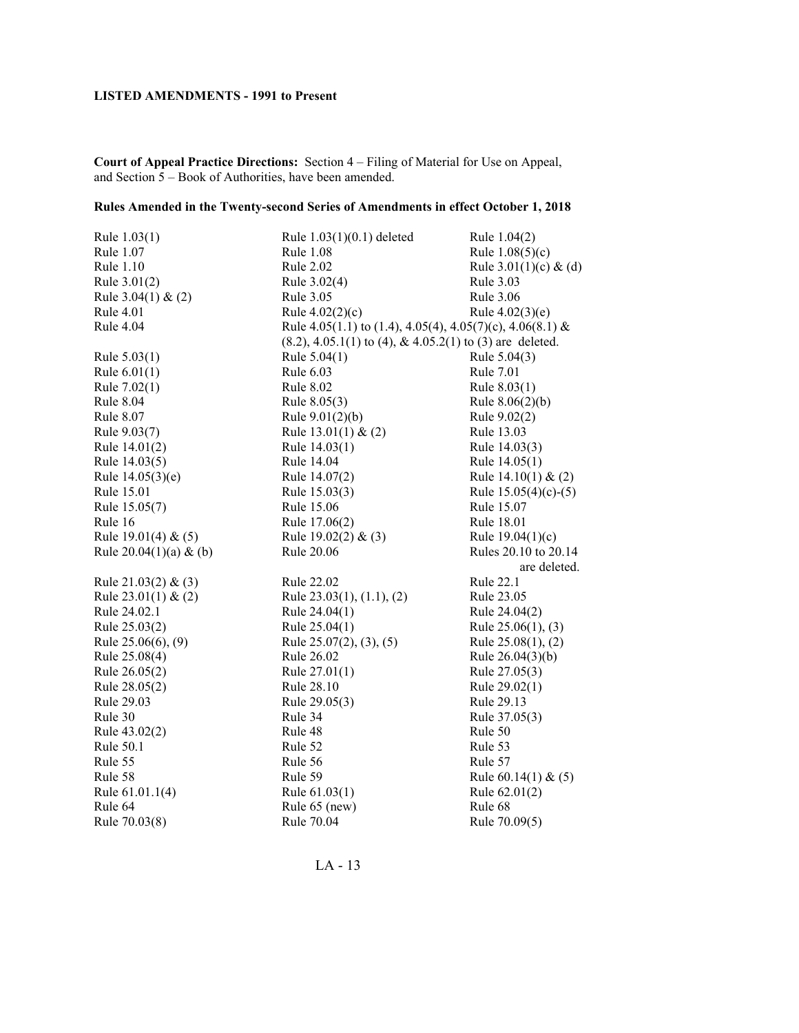**LISTED AMENDMENTS - 1991 to Present**

**Court of Appeal Practice Directions:** Section 4 – Filing of Material for Use on Appeal, and Section 5 – Book of Authorities, have been amended.

**Rules Amended in the Twenty-second Series of Amendments in effect October 1, 2018**

| | | |
|---|---|---|
| Rule 1.03(1) | Rule 1.03(1)(0.1) deleted | Rule 1.04(2) |
| Rule 1.07 | Rule 1.08 | Rule 1.08(5)(c) |
| Rule 1.10 | Rule 2.02 | Rule 3.01(1)(c) & (d) |
| Rule 3.01(2) | Rule 3.02(4) | Rule 3.03 |
| Rule 3.04(1) & (2) | Rule 3.05 | Rule 3.06 |
| Rule 4.01 | Rule 4.02(2)(c) | Rule 4.02(3)(e) |
| Rule 4.04 | Rule 4.05(1.1) to (1.4), 4.05(4), 4.05(7)(c), 4.06(8.1) & (8.2), 4.05.1(1) to (4), & 4.05.2(1) to (3) are deleted. | |
| Rule 5.03(1) | Rule 5.04(1) | Rule 5.04(3) |
| Rule 6.01(1) | Rule 6.03 | Rule 7.01 |
| Rule 7.02(1) | Rule 8.02 | Rule 8.03(1) |
| Rule 8.04 | Rule 8.05(3) | Rule 8.06(2)(b) |
| Rule 8.07 | Rule 9.01(2)(b) | Rule 9.02(2) |
| Rule 9.03(7) | Rule 13.01(1) & (2) | Rule 13.03 |
| Rule 14.01(2) | Rule 14.03(1) | Rule 14.03(3) |
| Rule 14.03(5) | Rule 14.04 | Rule 14.05(1) |
| Rule 14.05(3)(e) | Rule 14.07(2) | Rule 14.10(1) & (2) |
| Rule 15.01 | Rule 15.03(3) | Rule 15.05(4)(c)-(5) |
| Rule 15.05(7) | Rule 15.06 | Rule 15.07 |
| Rule 16 | Rule 17.06(2) | Rule 18.01 |
| Rule 19.01(4) & (5) | Rule 19.02(2) & (3) | Rule 19.04(1)(c) |
| Rule 20.04(1)(a) & (b) | Rule 20.06 | Rules 20.10 to 20.14 are deleted. |
| Rule 21.03(2) & (3) | Rule 22.02 | Rule 22.1 |
| Rule 23.01(1) & (2) | Rule 23.03(1), (1.1), (2) | Rule 23.05 |
| Rule 24.02.1 | Rule 24.04(1) | Rule 24.04(2) |
| Rule 25.03(2) | Rule 25.04(1) | Rule 25.06(1), (3) |
| Rule 25.06(6), (9) | Rule 25.07(2), (3), (5) | Rule 25.08(1), (2) |
| Rule 25.08(4) | Rule 26.02 | Rule 26.04(3)(b) |
| Rule 26.05(2) | Rule 27.01(1) | Rule 27.05(3) |
| Rule 28.05(2) | Rule 28.10 | Rule 29.02(1) |
| Rule 29.03 | Rule 29.05(3) | Rule 29.13 |
| Rule 30 | Rule 34 | Rule 37.05(3) |
| Rule 43.02(2) | Rule 48 | Rule 50 |
| Rule 50.1 | Rule 52 | Rule 53 |
| Rule 55 | Rule 56 | Rule 57 |
| Rule 58 | Rule 59 | Rule 60.14(1) & (5) |
| Rule 61.01.1(4) | Rule 61.03(1) | Rule 62.01(2) |
| Rule 64 | Rule 65 (new) | Rule 68 |
| Rule 70.03(8) | Rule 70.04 | Rule 70.09(5) |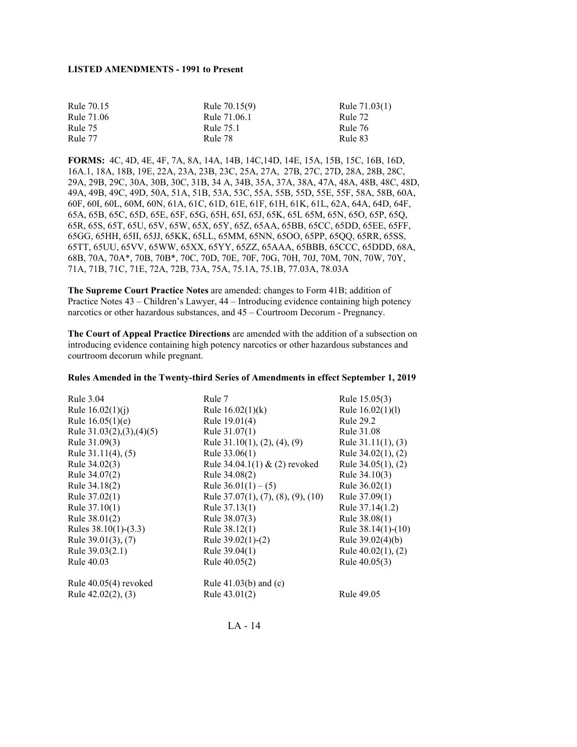**LISTED AMENDMENTS - 1991 to Present**

| | | |
|---|---|---|
| Rule 70.15 | Rule 70.15(9) | Rule 71.03(1) |
| Rule 71.06 | Rule 71.06.1 | Rule 72 |
| Rule 75 | Rule 75.1 | Rule 76 |
| Rule 77 | Rule 78 | Rule 83 |

**FORMS:** 4C, 4D, 4E, 4F, 7A, 8A, 14A, 14B, 14C,14D, 14E, 15A, 15B, 15C, 16B, 16D, 16A.1, 18A, 18B, 19E, 22A, 23A, 23B, 23C, 25A, 27A, 27B, 27C, 27D, 28A, 28B, 28C, 29A, 29B, 29C, 30A, 30B, 30C, 31B, 34 A, 34B, 35A, 37A, 38A, 47A, 48A, 48B, 48C, 48D, 49A, 49B, 49C, 49D, 50A, 51A, 51B, 53A, 53C, 55A, 55B, 55D, 55E, 55F, 58A, 58B, 60A, 60F, 60I, 60L, 60M, 60N, 61A, 61C, 61D, 61E, 61F, 61H, 61K, 61L, 62A, 64A, 64D, 64F, 65A, 65B, 65C, 65D, 65E, 65F, 65G, 65H, 65I, 65J, 65K, 65L 65M, 65N, 65O, 65P, 65Q, 65R, 65S, 65T, 65U, 65V, 65W, 65X, 65Y, 65Z, 65AA, 65BB, 65CC, 65DD, 65EE, 65FF, 65GG, 65HH, 65II, 65JJ, 65KK, 65LL, 65MM, 65NN, 65OO, 65PP, 65QQ, 65RR, 65SS, 65TT, 65UU, 65VV, 65WW, 65XX, 65YY, 65ZZ, 65AAA, 65BBB, 65CCC, 65DDD, 68A, 68B, 70A, 70A*, 70B, 70B*, 70C, 70D, 70E, 70F, 70G, 70H, 70J, 70M, 70N, 70W, 70Y, 71A, 71B, 71C, 71E, 72A, 72B, 73A, 75A, 75.1A, 75.1B, 77.03A, 78.03A

**The Supreme Court Practice Notes** are amended: changes to Form 41B; addition of Practice Notes 43 – Children's Lawyer, 44 – Introducing evidence containing high potency narcotics or other hazardous substances, and 45 – Courtroom Decorum - Pregnancy.

**The Court of Appeal Practice Directions** are amended with the addition of a subsection on introducing evidence containing high potency narcotics or other hazardous substances and courtroom decorum while pregnant.

**Rules Amended in the Twenty-third Series of Amendments in effect September 1, 2019**

| | | |
|---|---|---|
| Rule 3.04 | Rule 7 | Rule 15.05(3) |
| Rule 16.02(1)(j) | Rule 16.02(1)(k) | Rule 16.02(1)(l) |
| Rule 16.05(1)(e) | Rule 19.01(4) | Rule 29.2 |
| Rule 31.03(2),(3),(4)(5) | Rule 31.07(1) | Rule 31.08 |
| Rule 31.09(3) | Rule 31.10(1), (2), (4), (9) | Rule 31.11(1), (3) |
| Rule 31.11(4), (5) | Rule 33.06(1) | Rule 34.02(1), (2) |
| Rule 34.02(3) | Rule 34.04.1(1) & (2) revoked | Rule 34.05(1), (2) |
| Rule 34.07(2) | Rule 34.08(2) | Rule 34.10(3) |
| Rule 34.18(2) | Rule 36.01(1) – (5) | Rule 36.02(1) |
| Rule 37.02(1) | Rule 37.07(1), (7), (8), (9), (10) | Rule 37.09(1) |
| Rule 37.10(1) | Rule 37.13(1) | Rule 37.14(1.2) |
| Rule 38.01(2) | Rule 38.07(3) | Rule 38.08(1) |
| Rules 38.10(1)-(3.3) | Rule 38.12(1) | Rule 38.14(1)-(10) |
| Rule 39.01(3), (7) | Rule 39.02(1)-(2) | Rule 39.02(4)(b) |
| Rule 39.03(2.1) | Rule 39.04(1) | Rule 40.02(1), (2) |
| Rule 40.03 | Rule 40.05(2) | Rule 40.05(3) |
| Rule 40.05(4) revoked | Rule 41.03(b) and (c) | |
| Rule 42.02(2), (3) | Rule 43.01(2) | Rule 49.05 |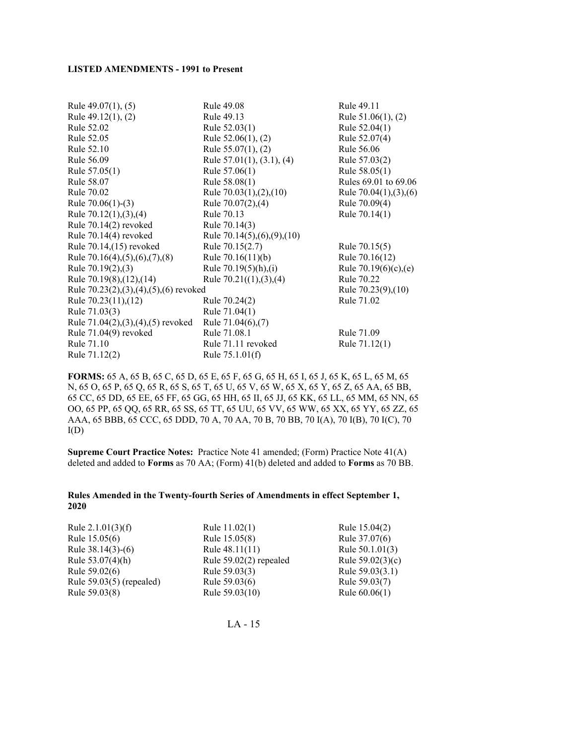**LISTED AMENDMENTS - 1991 to Present**

| | | |
|---|---|---|
| Rule 49.07(1), (5) | Rule 49.08 | Rule 49.11 |
| Rule 49.12(1), (2) | Rule 49.13 | Rule 51.06(1), (2) |
| Rule 52.02 | Rule 52.03(1) | Rule 52.04(1) |
| Rule 52.05 | Rule 52.06(1), (2) | Rule 52.07(4) |
| Rule 52.10 | Rule 55.07(1), (2) | Rule 56.06 |
| Rule 56.09 | Rule 57.01(1), (3.1), (4) | Rule 57.03(2) |
| Rule 57.05(1) | Rule 57.06(1) | Rule 58.05(1) |
| Rule 58.07 | Rule 58.08(1) | Rules 69.01 to 69.06 |
| Rule 70.02 | Rule 70.03(1),(2),(10) | Rule 70.04(1),(3),(6) |
| Rule 70.06(1)-(3) | Rule 70.07(2),(4) | Rule 70.09(4) |
| Rule 70.12(1),(3),(4) | Rule 70.13 | Rule 70.14(1) |
| Rule 70.14(2) revoked | Rule 70.14(3) | |
| Rule 70.14(4) revoked | Rule 70.14(5),(6),(9),(10) | |
| Rule 70.14,(15) revoked | Rule 70.15(2.7) | Rule 70.15(5) |
| Rule 70.16(4),(5),(6),(7),(8) | Rule 70.16(11)(b) | Rule 70.16(12) |
| Rule 70.19(2),(3) | Rule 70.19(5)(h),(i) | Rule 70.19(6)(c),(e) |
| Rule 70.19(8),(12),(14) | Rule 70.21((1),(3),(4) | Rule 70.22 |
| Rule 70.23(2),(3),(4),(5),(6) revoked | | Rule 70.23(9),(10) |
| Rule 70.23(11),(12) | Rule 70.24(2) | Rule 71.02 |
| Rule 71.03(3) | Rule 71.04(1) | |
| Rule 71.04(2),(3),(4),(5) revoked | Rule 71.04(6),(7) | |
| Rule 71.04(9) revoked | Rule 71.08.1 | Rule 71.09 |
| Rule 71.10 | Rule 71.11 revoked | Rule 71.12(1) |
| Rule 71.12(2) | Rule 75.1.01(f) | |

**FORMS:** 65 A, 65 B, 65 C, 65 D, 65 E, 65 F, 65 G, 65 H, 65 I, 65 J, 65 K, 65 L, 65 M, 65 N, 65 O, 65 P, 65 Q, 65 R, 65 S, 65 T, 65 U, 65 V, 65 W, 65 X, 65 Y, 65 Z, 65 AA, 65 BB, 65 CC, 65 DD, 65 EE, 65 FF, 65 GG, 65 HH, 65 II, 65 JJ, 65 KK, 65 LL, 65 MM, 65 NN, 65 OO, 65 PP, 65 QQ, 65 RR, 65 SS, 65 TT, 65 UU, 65 VV, 65 WW, 65 XX, 65 YY, 65 ZZ, 65 AAA, 65 BBB, 65 CCC, 65 DDD, 70 A, 70 AA, 70 B, 70 BB, 70 I(A), 70 I(B), 70 I(C), 70 I(D)

**Supreme Court Practice Notes:** Practice Note 41 amended; (Form) Practice Note 41(A) deleted and added to **Forms** as 70 AA; (Form) 41(b) deleted and added to **Forms** as 70 BB.

**Rules Amended in the Twenty-fourth Series of Amendments in effect September 1, 2020**

| | | |
|---|---|---|
| Rule 2.1.01(3)(f) | Rule 11.02(1) | Rule 15.04(2) |
| Rule 15.05(6) | Rule 15.05(8) | Rule 37.07(6) |
| Rule 38.14(3)-(6) | Rule 48.11(11) | Rule 50.1.01(3) |
| Rule 53.07(4)(h) | Rule 59.02(2) repealed | Rule 59.02(3)(c) |
| Rule 59.02(6) | Rule 59.03(3) | Rule 59.03(3.1) |
| Rule 59.03(5) (repealed) | Rule 59.03(6) | Rule 59.03(7) |
| Rule 59.03(8) | Rule 59.03(10) | Rule 60.06(1) |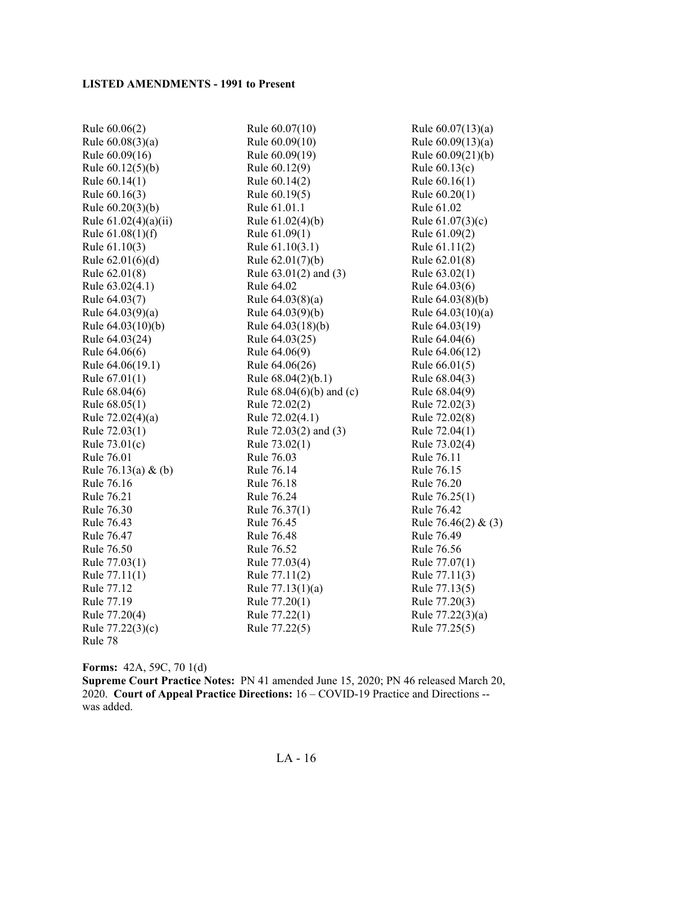**LISTED AMENDMENTS - 1991 to Present**

| | | |
|---|---|---|
| Rule 60.06(2) | Rule 60.07(10) | Rule 60.07(13)(a) |
| Rule 60.08(3)(a) | Rule 60.09(10) | Rule 60.09(13)(a) |
| Rule 60.09(16) | Rule 60.09(19) | Rule 60.09(21)(b) |
| Rule 60.12(5)(b) | Rule 60.12(9) | Rule 60.13(c) |
| Rule 60.14(1) | Rule 60.14(2) | Rule 60.16(1) |
| Rule 60.16(3) | Rule 60.19(5) | Rule 60.20(1) |
| Rule 60.20(3)(b) | Rule 61.01.1 | Rule 61.02 |
| Rule 61.02(4)(a)(ii) | Rule 61.02(4)(b) | Rule 61.07(3)(c) |
| Rule 61.08(1)(f) | Rule 61.09(1) | Rule 61.09(2) |
| Rule 61.10(3) | Rule 61.10(3.1) | Rule 61.11(2) |
| Rule 62.01(6)(d) | Rule 62.01(7)(b) | Rule 62.01(8) |
| Rule 62.01(8) | Rule 63.01(2) and (3) | Rule 63.02(1) |
| Rule 63.02(4.1) | Rule 64.02 | Rule 64.03(6) |
| Rule 64.03(7) | Rule 64.03(8)(a) | Rule 64.03(8)(b) |
| Rule 64.03(9)(a) | Rule 64.03(9)(b) | Rule 64.03(10)(a) |
| Rule 64.03(10)(b) | Rule 64.03(18)(b) | Rule 64.03(19) |
| Rule 64.03(24) | Rule 64.03(25) | Rule 64.04(6) |
| Rule 64.06(6) | Rule 64.06(9) | Rule 64.06(12) |
| Rule 64.06(19.1) | Rule 64.06(26) | Rule 66.01(5) |
| Rule 67.01(1) | Rule 68.04(2)(b.1) | Rule 68.04(3) |
| Rule 68.04(6) | Rule 68.04(6)(b) and (c) | Rule 68.04(9) |
| Rule 68.05(1) | Rule 72.02(2) | Rule 72.02(3) |
| Rule 72.02(4)(a) | Rule 72.02(4.1) | Rule 72.02(8) |
| Rule 72.03(1) | Rule 72.03(2) and (3) | Rule 72.04(1) |
| Rule 73.01(c) | Rule 73.02(1) | Rule 73.02(4) |
| Rule 76.01 | Rule 76.03 | Rule 76.11 |
| Rule 76.13(a) & (b) | Rule 76.14 | Rule 76.15 |
| Rule 76.16 | Rule 76.18 | Rule 76.20 |
| Rule 76.21 | Rule 76.24 | Rule 76.25(1) |
| Rule 76.30 | Rule 76.37(1) | Rule 76.42 |
| Rule 76.43 | Rule 76.45 | Rule 76.46(2) & (3) |
| Rule 76.47 | Rule 76.48 | Rule 76.49 |
| Rule 76.50 | Rule 76.52 | Rule 76.56 |
| Rule 77.03(1) | Rule 77.03(4) | Rule 77.07(1) |
| Rule 77.11(1) | Rule 77.11(2) | Rule 77.11(3) |
| Rule 77.12 | Rule 77.13(1)(a) | Rule 77.13(5) |
| Rule 77.19 | Rule 77.20(1) | Rule 77.20(3) |
| Rule 77.20(4) | Rule 77.22(1) | Rule 77.22(3)(a) |
| Rule 77.22(3)(c) | Rule 77.22(5) | Rule 77.25(5) |
| Rule 78 | | |

**Forms:** 42A, 59C, 70 1(d)
**Supreme Court Practice Notes:** PN 41 amended June 15, 2020; PN 46 released March 20, 2020. **Court of Appeal Practice Directions:** 16 – COVID-19 Practice and Directions -- was added.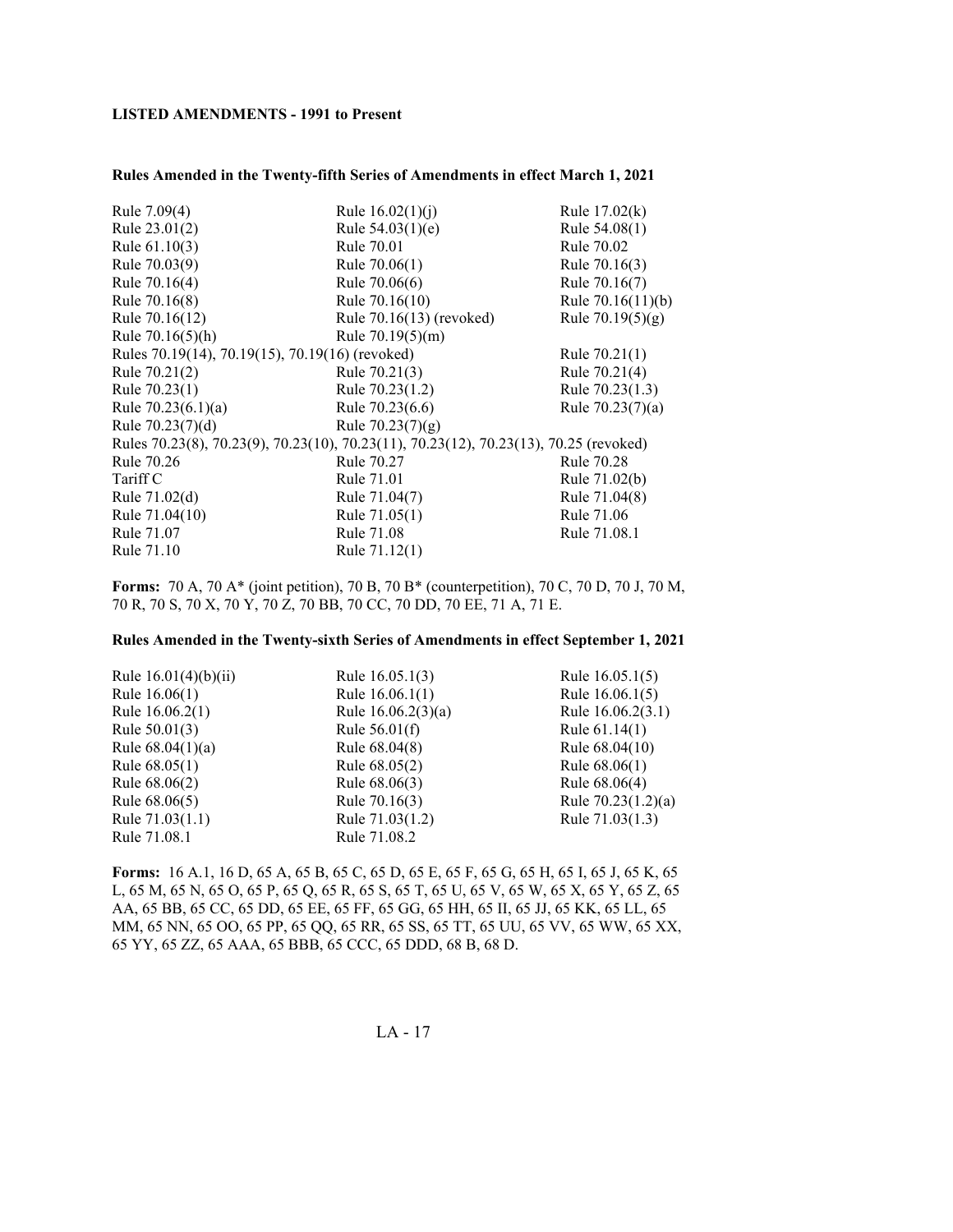**LISTED AMENDMENTS - 1991 to Present**

**Rules Amended in the Twenty-fifth Series of Amendments in effect March 1, 2021**

Rule 7.09(4) | Rule 16.02(1)(j) | Rule 17.02(k)
Rule 23.01(2) | Rule 54.03(1)(e) | Rule 54.08(1)
Rule 61.10(3) | Rule 70.01 | Rule 70.02
Rule 70.03(9) | Rule 70.06(1) | Rule 70.16(3)
Rule 70.16(4) | Rule 70.06(6) | Rule 70.16(7)
Rule 70.16(8) | Rule 70.16(10) | Rule 70.16(11)(b)
Rule 70.16(12) | Rule 70.16(13) (revoked) | Rule 70.19(5)(g)
Rule 70.16(5)(h) | Rule 70.19(5)(m)
Rules 70.19(14), 70.19(15), 70.19(16) (revoked) | Rule 70.21(1)
Rule 70.21(2) | Rule 70.21(3) | Rule 70.21(4)
Rule 70.23(1) | Rule 70.23(1.2) | Rule 70.23(1.3)
Rule 70.23(6.1)(a) | Rule 70.23(6.6) | Rule 70.23(7)(a)
Rule 70.23(7)(d) | Rule 70.23(7)(g)
Rules 70.23(8), 70.23(9), 70.23(10), 70.23(11), 70.23(12), 70.23(13), 70.25 (revoked)
Rule 70.26 | Rule 70.27 | Rule 70.28
Tariff C | Rule 71.01 | Rule 71.02(b)
Rule 71.02(d) | Rule 71.04(7) | Rule 71.04(8)
Rule 71.04(10) | Rule 71.05(1) | Rule 71.06
Rule 71.07 | Rule 71.08 | Rule 71.08.1
Rule 71.10 | Rule 71.12(1)

**Forms:** 70 A, 70 A* (joint petition), 70 B, 70 B* (counterpetition), 70 C, 70 D, 70 J, 70 M, 70 R, 70 S, 70 X, 70 Y, 70 Z, 70 BB, 70 CC, 70 DD, 70 EE, 71 A, 71 E.

**Rules Amended in the Twenty-sixth Series of Amendments in effect September 1, 2021**

Rule 16.01(4)(b)(ii) | Rule 16.05.1(3) | Rule 16.05.1(5)
Rule 16.06(1) | Rule 16.06.1(1) | Rule 16.06.1(5)
Rule 16.06.2(1) | Rule 16.06.2(3)(a) | Rule 16.06.2(3.1)
Rule 50.01(3) | Rule 56.01(f) | Rule 61.14(1)
Rule 68.04(1)(a) | Rule 68.04(8) | Rule 68.04(10)
Rule 68.05(1) | Rule 68.05(2) | Rule 68.06(1)
Rule 68.06(2) | Rule 68.06(3) | Rule 68.06(4)
Rule 68.06(5) | Rule 70.16(3) | Rule 70.23(1.2)(a)
Rule 71.03(1.1) | Rule 71.03(1.2) | Rule 71.03(1.3)
Rule 71.08.1 | Rule 71.08.2

**Forms:** 16 A.1, 16 D, 65 A, 65 B, 65 C, 65 D, 65 E, 65 F, 65 G, 65 H, 65 I, 65 J, 65 K, 65 L, 65 M, 65 N, 65 O, 65 P, 65 Q, 65 R, 65 S, 65 T, 65 U, 65 V, 65 W, 65 X, 65 Y, 65 Z, 65 AA, 65 BB, 65 CC, 65 DD, 65 EE, 65 FF, 65 GG, 65 HH, 65 II, 65 JJ, 65 KK, 65 LL, 65 MM, 65 NN, 65 OO, 65 PP, 65 QQ, 65 RR, 65 SS, 65 TT, 65 UU, 65 VV, 65 WW, 65 XX, 65 YY, 65 ZZ, 65 AAA, 65 BBB, 65 CCC, 65 DDD, 68 B, 68 D.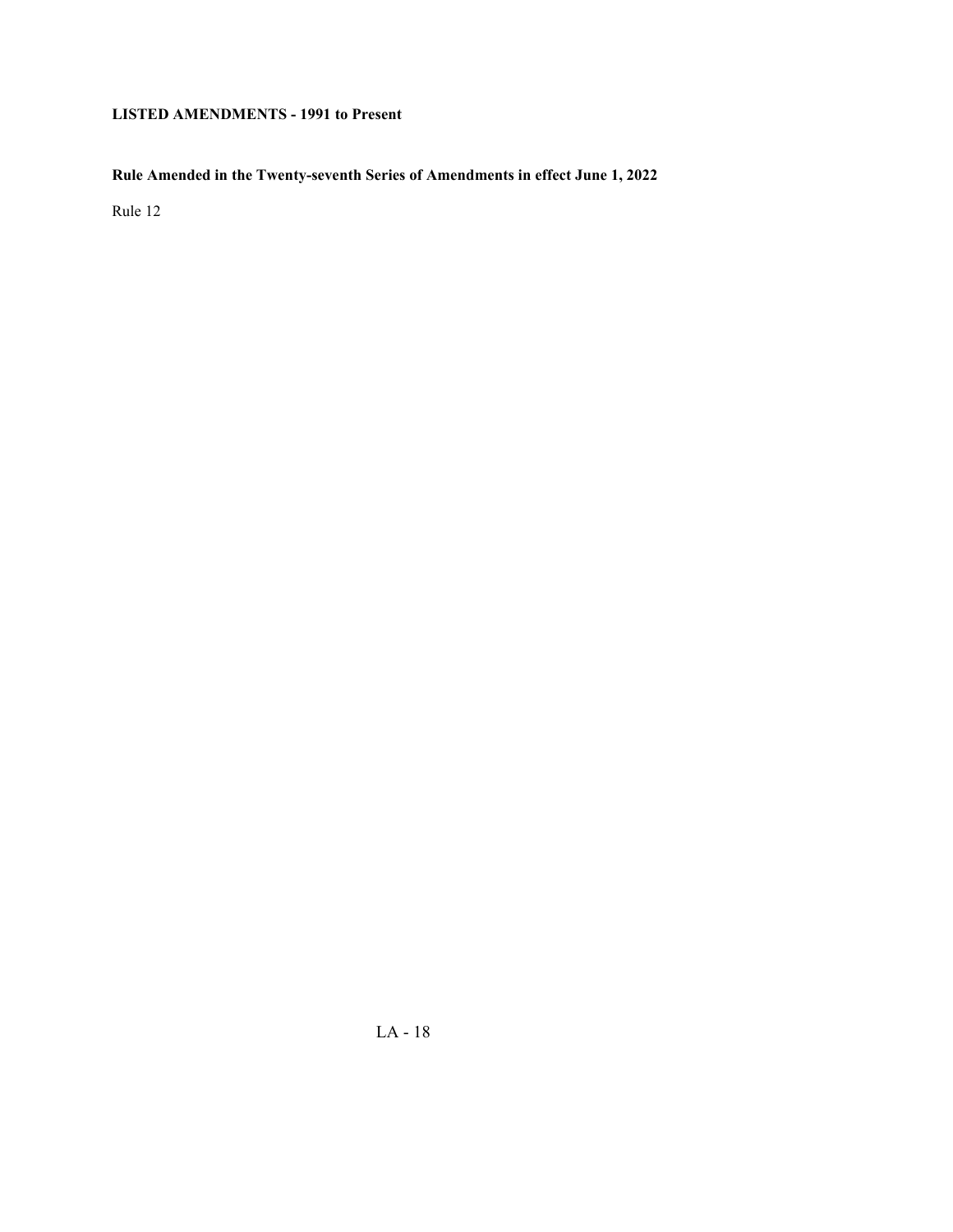**LISTED AMENDMENTS - 1991 to Present**

**Rule Amended in the Twenty-seventh Series of Amendments in effect June 1, 2022**

Rule 12